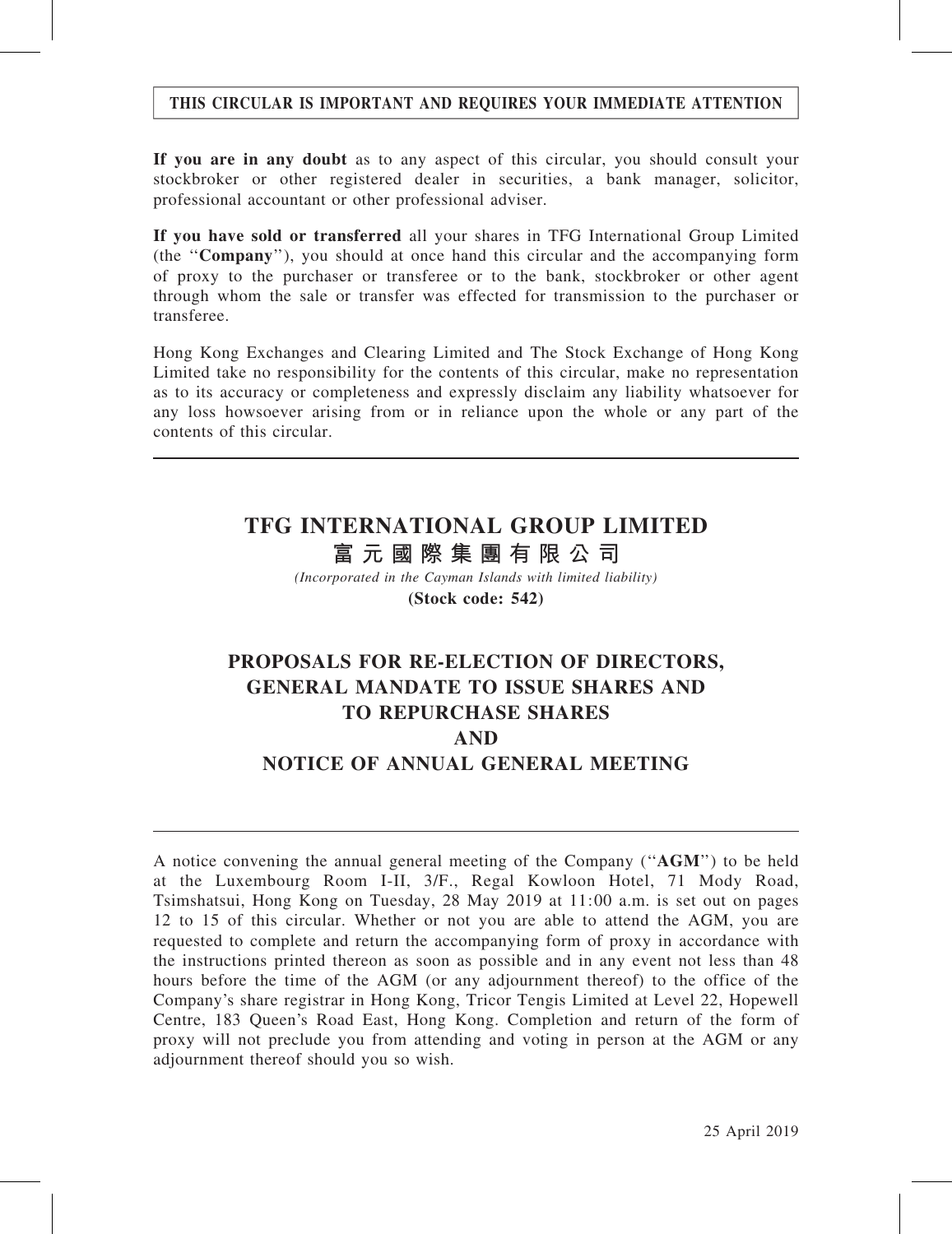**THIS CIRCULAR IS IMPORTANT AND REQUIRES YOUR IMMEDIATE ATTENTION**

**If you are in any doubt** as to any aspect of this circular, you should consult your stockbroker or other registered dealer in securities, a bank manager, solicitor, professional accountant or other professional adviser.

**If you have sold or transferred** all your shares in TFG International Group Limited (the "**Company**"), you should at once hand this circular and the accompanying form of proxy to the purchaser or transferee or to the bank, stockbroker or other agent through whom the sale or transfer was effected for transmission to the purchaser or transferee.

Hong Kong Exchanges and Clearing Limited and The Stock Exchange of Hong Kong Limited take no responsibility for the contents of this circular, make no representation as to its accuracy or completeness and expressly disclaim any liability whatsoever for any loss howsoever arising from or in reliance upon the whole or any part of the contents of this circular.

---

# TFG INTERNATIONAL GROUP LIMITED
# 富元國際集團有限公司

*(Incorporated in the Cayman Islands with limited liability)*

**(Stock code: 542)**

## PROPOSALS FOR RE-ELECTION OF DIRECTORS, GENERAL MANDATE TO ISSUE SHARES AND TO REPURCHASE SHARES AND NOTICE OF ANNUAL GENERAL MEETING

---

A notice convening the annual general meeting of the Company ("**AGM**") to be held at the Luxembourg Room I-II, 3/F., Regal Kowloon Hotel, 71 Mody Road, Tsimshatsui, Hong Kong on Tuesday, 28 May 2019 at 11:00 a.m. is set out on pages 12 to 15 of this circular. Whether or not you are able to attend the AGM, you are requested to complete and return the accompanying form of proxy in accordance with the instructions printed thereon as soon as possible and in any event not less than 48 hours before the time of the AGM (or any adjournment thereof) to the office of the Company's share registrar in Hong Kong, Tricor Tengis Limited at Level 22, Hopewell Centre, 183 Queen's Road East, Hong Kong. Completion and return of the form of proxy will not preclude you from attending and voting in person at the AGM or any adjournment thereof should you so wish.

25 April 2019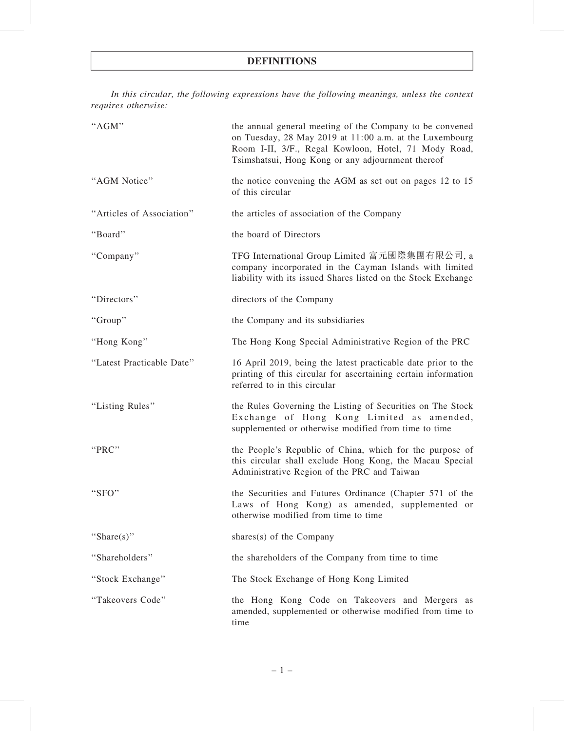# DEFINITIONS

*In this circular, the following expressions have the following meanings, unless the context requires otherwise:*

| | |
|---|---|
| "AGM" | the annual general meeting of the Company to be convened on Tuesday, 28 May 2019 at 11:00 a.m. at the Luxembourg Room I-II, 3/F., Regal Kowloon, Hotel, 71 Mody Road, Tsimshatsui, Hong Kong or any adjournment thereof |
| "AGM Notice" | the notice convening the AGM as set out on pages 12 to 15 of this circular |
| "Articles of Association" | the articles of association of the Company |
| "Board" | the board of Directors |
| "Company" | TFG International Group Limited 富元國際集團有限公司, a company incorporated in the Cayman Islands with limited liability with its issued Shares listed on the Stock Exchange |
| "Directors" | directors of the Company |
| "Group" | the Company and its subsidiaries |
| "Hong Kong" | The Hong Kong Special Administrative Region of the PRC |
| "Latest Practicable Date" | 16 April 2019, being the latest practicable date prior to the printing of this circular for ascertaining certain information referred to in this circular |
| "Listing Rules" | the Rules Governing the Listing of Securities on The Stock Exchange of Hong Kong Limited as amended, supplemented or otherwise modified from time to time |
| "PRC" | the People's Republic of China, which for the purpose of this circular shall exclude Hong Kong, the Macau Special Administrative Region of the PRC and Taiwan |
| "SFO" | the Securities and Futures Ordinance (Chapter 571 of the Laws of Hong Kong) as amended, supplemented or otherwise modified from time to time |
| "Share(s)" | shares(s) of the Company |
| "Shareholders" | the shareholders of the Company from time to time |
| "Stock Exchange" | The Stock Exchange of Hong Kong Limited |
| "Takeovers Code" | the Hong Kong Code on Takeovers and Mergers as amended, supplemented or otherwise modified from time to time |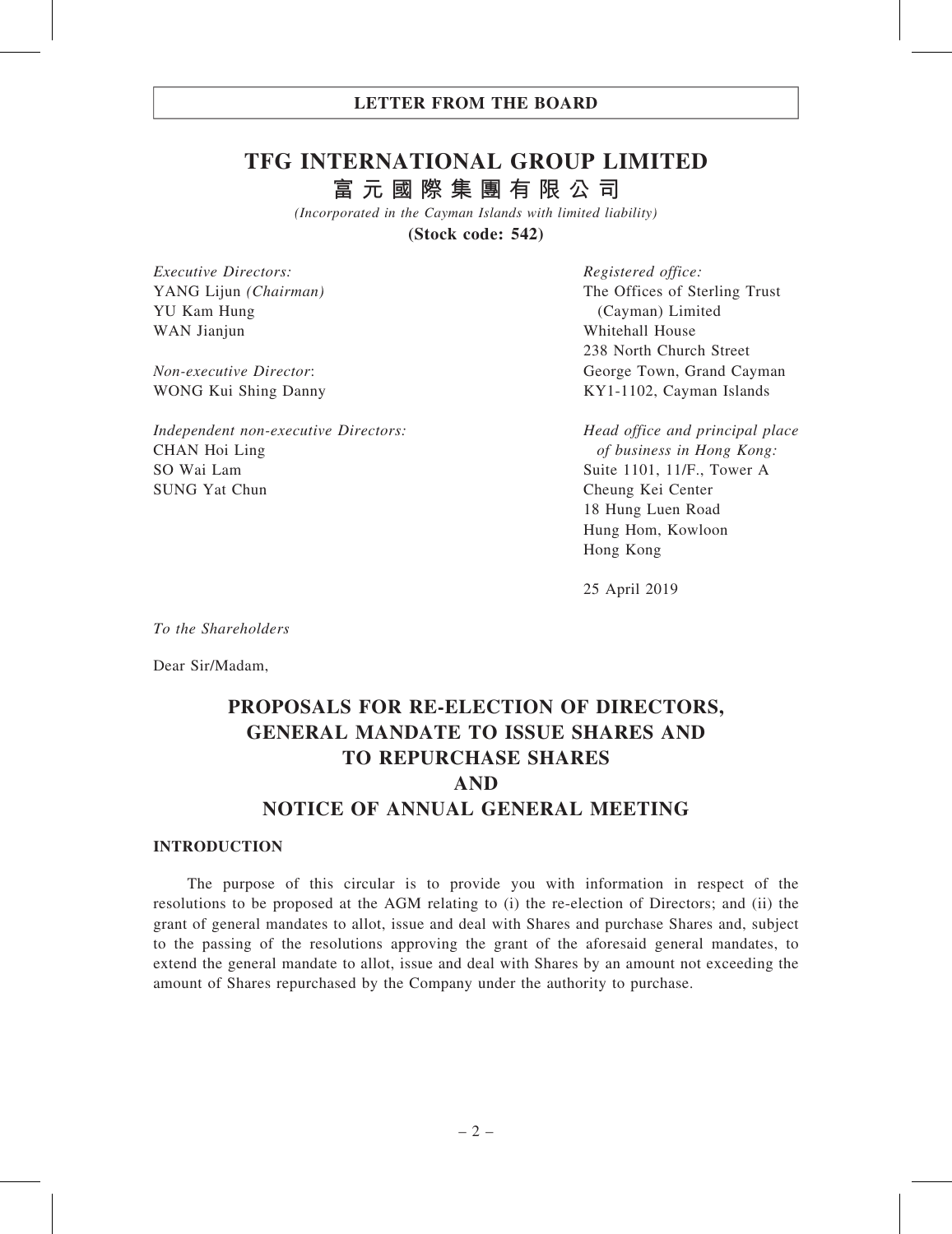# LETTER FROM THE BOARD

# TFG INTERNATIONAL GROUP LIMITED
## 富元國際集團有限公司

*(Incorporated in the Cayman Islands with limited liability)*

**(Stock code: 542)**

*Executive Directors:*
YANG Lijun *(Chairman)*
YU Kam Hung
WAN Jianjun

*Non-executive Director*:
WONG Kui Shing Danny

*Independent non-executive Directors:*
CHAN Hoi Ling
SO Wai Lam
SUNG Yat Chun

*Registered office:*
The Offices of Sterling Trust (Cayman) Limited
Whitehall House
238 North Church Street
George Town, Grand Cayman
KY1-1102, Cayman Islands

*Head office and principal place of business in Hong Kong:*
Suite 1101, 11/F., Tower A
Cheung Kei Center
18 Hung Luen Road
Hung Hom, Kowloon
Hong Kong

25 April 2019

*To the Shareholders*

Dear Sir/Madam,

## PROPOSALS FOR RE-ELECTION OF DIRECTORS, GENERAL MANDATE TO ISSUE SHARES AND TO REPURCHASE SHARES AND NOTICE OF ANNUAL GENERAL MEETING

### INTRODUCTION

The purpose of this circular is to provide you with information in respect of the resolutions to be proposed at the AGM relating to (i) the re-election of Directors; and (ii) the grant of general mandates to allot, issue and deal with Shares and purchase Shares and, subject to the passing of the resolutions approving the grant of the aforesaid general mandates, to extend the general mandate to allot, issue and deal with Shares by an amount not exceeding the amount of Shares repurchased by the Company under the authority to purchase.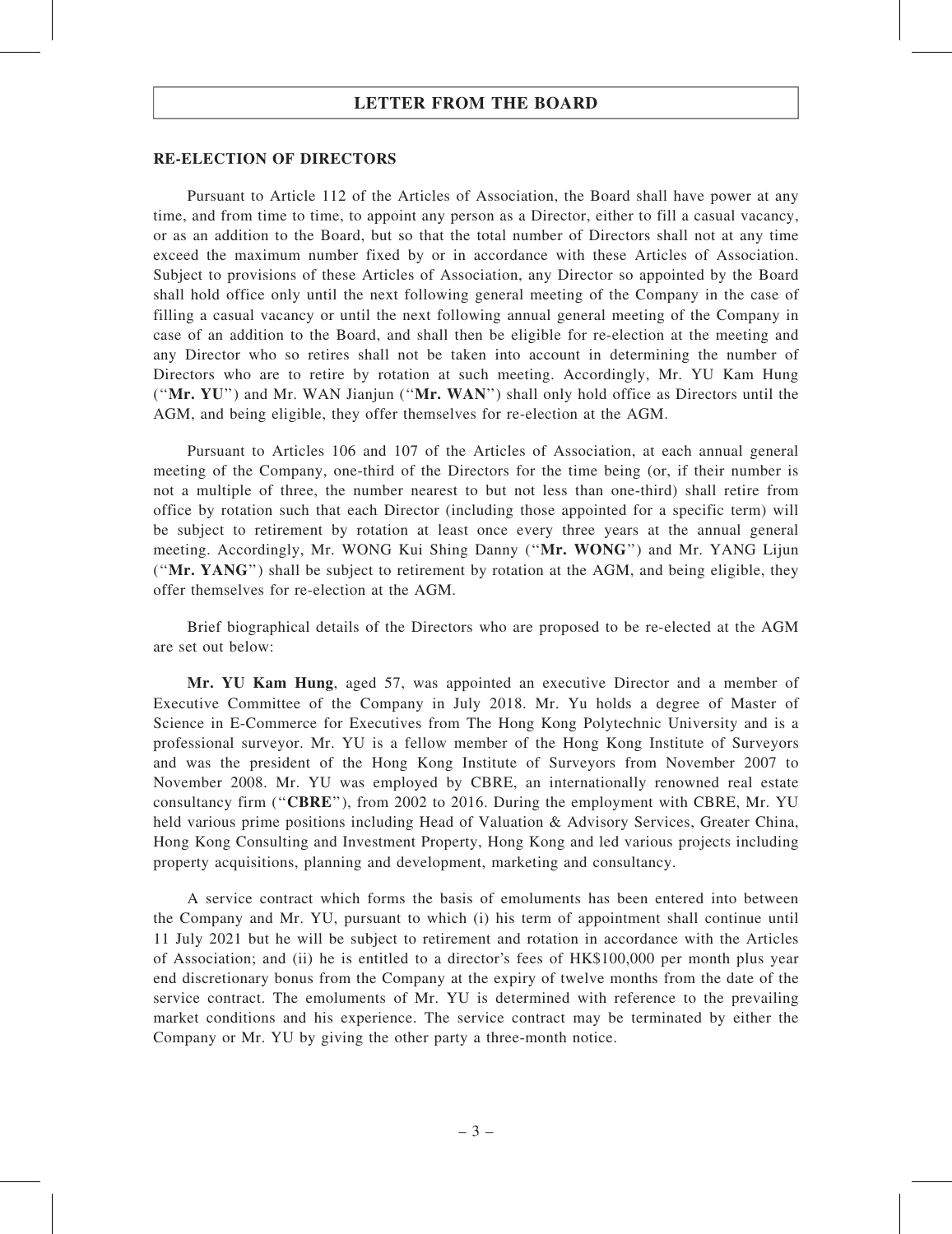## RE-ELECTION OF DIRECTORS

Pursuant to Article 112 of the Articles of Association, the Board shall have power at any time, and from time to time, to appoint any person as a Director, either to fill a casual vacancy, or as an addition to the Board, but so that the total number of Directors shall not at any time exceed the maximum number fixed by or in accordance with these Articles of Association. Subject to provisions of these Articles of Association, any Director so appointed by the Board shall hold office only until the next following general meeting of the Company in the case of filling a casual vacancy or until the next following annual general meeting of the Company in case of an addition to the Board, and shall then be eligible for re-election at the meeting and any Director who so retires shall not be taken into account in determining the number of Directors who are to retire by rotation at such meeting. Accordingly, Mr. YU Kam Hung ("**Mr. YU**") and Mr. WAN Jianjun ("**Mr. WAN**") shall only hold office as Directors until the AGM, and being eligible, they offer themselves for re-election at the AGM.

Pursuant to Articles 106 and 107 of the Articles of Association, at each annual general meeting of the Company, one-third of the Directors for the time being (or, if their number is not a multiple of three, the number nearest to but not less than one-third) shall retire from office by rotation such that each Director (including those appointed for a specific term) will be subject to retirement by rotation at least once every three years at the annual general meeting. Accordingly, Mr. WONG Kui Shing Danny ("**Mr. WONG**") and Mr. YANG Lijun ("**Mr. YANG**") shall be subject to retirement by rotation at the AGM, and being eligible, they offer themselves for re-election at the AGM.

Brief biographical details of the Directors who are proposed to be re-elected at the AGM are set out below:

**Mr. YU Kam Hung**, aged 57, was appointed an executive Director and a member of Executive Committee of the Company in July 2018. Mr. Yu holds a degree of Master of Science in E-Commerce for Executives from The Hong Kong Polytechnic University and is a professional surveyor. Mr. YU is a fellow member of the Hong Kong Institute of Surveyors and was the president of the Hong Kong Institute of Surveyors from November 2007 to November 2008. Mr. YU was employed by CBRE, an internationally renowned real estate consultancy firm ("**CBRE**"), from 2002 to 2016. During the employment with CBRE, Mr. YU held various prime positions including Head of Valuation & Advisory Services, Greater China, Hong Kong Consulting and Investment Property, Hong Kong and led various projects including property acquisitions, planning and development, marketing and consultancy.

A service contract which forms the basis of emoluments has been entered into between the Company and Mr. YU, pursuant to which (i) his term of appointment shall continue until 11 July 2021 but he will be subject to retirement and rotation in accordance with the Articles of Association; and (ii) he is entitled to a director's fees of HK$100,000 per month plus year end discretionary bonus from the Company at the expiry of twelve months from the date of the service contract. The emoluments of Mr. YU is determined with reference to the prevailing market conditions and his experience. The service contract may be terminated by either the Company or Mr. YU by giving the other party a three-month notice.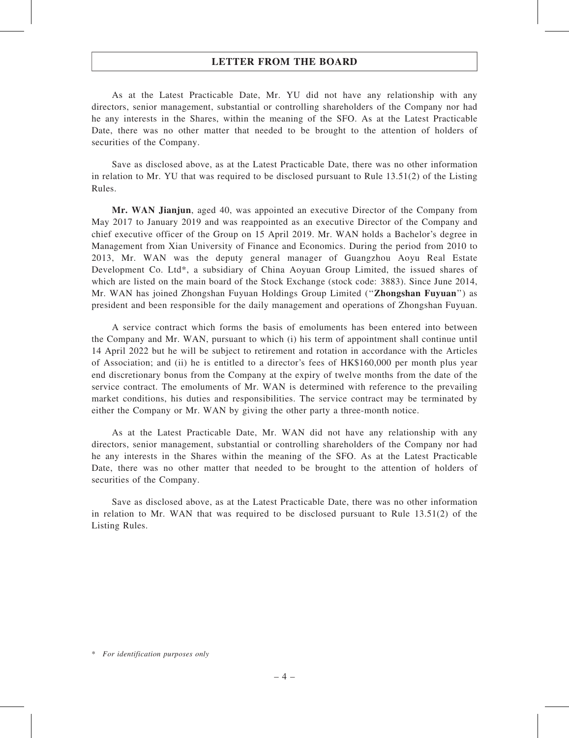As at the Latest Practicable Date, Mr. YU did not have any relationship with any directors, senior management, substantial or controlling shareholders of the Company nor had he any interests in the Shares, within the meaning of the SFO. As at the Latest Practicable Date, there was no other matter that needed to be brought to the attention of holders of securities of the Company.

Save as disclosed above, as at the Latest Practicable Date, there was no other information in relation to Mr. YU that was required to be disclosed pursuant to Rule 13.51(2) of the Listing Rules.

**Mr. WAN Jianjun**, aged 40, was appointed an executive Director of the Company from May 2017 to January 2019 and was reappointed as an executive Director of the Company and chief executive officer of the Group on 15 April 2019. Mr. WAN holds a Bachelor's degree in Management from Xian University of Finance and Economics. During the period from 2010 to 2013, Mr. WAN was the deputy general manager of Guangzhou Aoyu Real Estate Development Co. Ltd*, a subsidiary of China Aoyuan Group Limited, the issued shares of which are listed on the main board of the Stock Exchange (stock code: 3883). Since June 2014, Mr. WAN has joined Zhongshan Fuyuan Holdings Group Limited (''**Zhongshan Fuyuan**'') as president and been responsible for the daily management and operations of Zhongshan Fuyuan.

A service contract which forms the basis of emoluments has been entered into between the Company and Mr. WAN, pursuant to which (i) his term of appointment shall continue until 14 April 2022 but he will be subject to retirement and rotation in accordance with the Articles of Association; and (ii) he is entitled to a director's fees of HK$160,000 per month plus year end discretionary bonus from the Company at the expiry of twelve months from the date of the service contract. The emoluments of Mr. WAN is determined with reference to the prevailing market conditions, his duties and responsibilities. The service contract may be terminated by either the Company or Mr. WAN by giving the other party a three-month notice.

As at the Latest Practicable Date, Mr. WAN did not have any relationship with any directors, senior management, substantial or controlling shareholders of the Company nor had he any interests in the Shares within the meaning of the SFO. As at the Latest Practicable Date, there was no other matter that needed to be brought to the attention of holders of securities of the Company.

Save as disclosed above, as at the Latest Practicable Date, there was no other information in relation to Mr. WAN that was required to be disclosed pursuant to Rule 13.51(2) of the Listing Rules.

\* *For identification purposes only*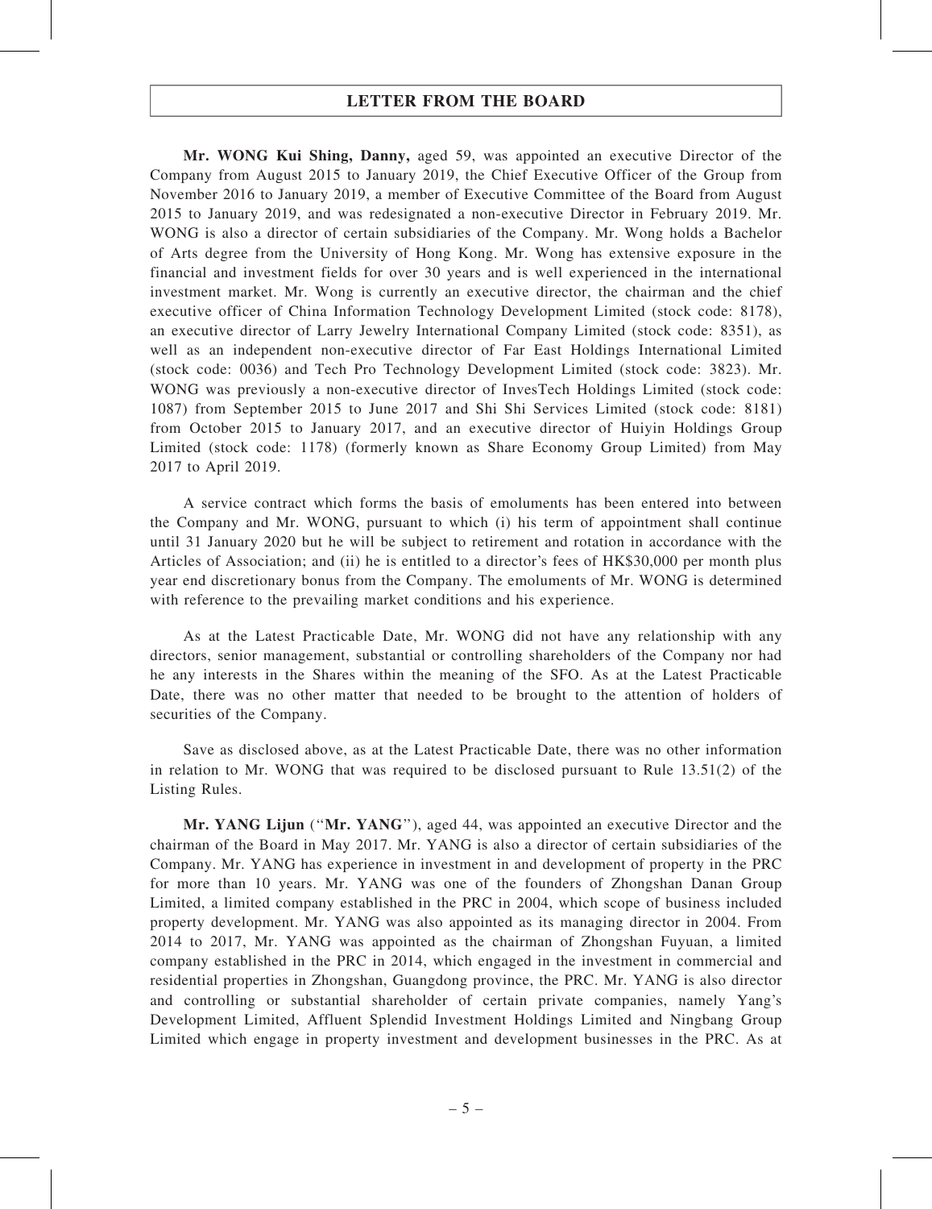**Mr. WONG Kui Shing, Danny,** aged 59, was appointed an executive Director of the Company from August 2015 to January 2019, the Chief Executive Officer of the Group from November 2016 to January 2019, a member of Executive Committee of the Board from August 2015 to January 2019, and was redesignated a non-executive Director in February 2019. Mr. WONG is also a director of certain subsidiaries of the Company. Mr. Wong holds a Bachelor of Arts degree from the University of Hong Kong. Mr. Wong has extensive exposure in the financial and investment fields for over 30 years and is well experienced in the international investment market. Mr. Wong is currently an executive director, the chairman and the chief executive officer of China Information Technology Development Limited (stock code: 8178), an executive director of Larry Jewelry International Company Limited (stock code: 8351), as well as an independent non-executive director of Far East Holdings International Limited (stock code: 0036) and Tech Pro Technology Development Limited (stock code: 3823). Mr. WONG was previously a non-executive director of InvesTech Holdings Limited (stock code: 1087) from September 2015 to June 2017 and Shi Shi Services Limited (stock code: 8181) from October 2015 to January 2017, and an executive director of Huiyin Holdings Group Limited (stock code: 1178) (formerly known as Share Economy Group Limited) from May 2017 to April 2019.

A service contract which forms the basis of emoluments has been entered into between the Company and Mr. WONG, pursuant to which (i) his term of appointment shall continue until 31 January 2020 but he will be subject to retirement and rotation in accordance with the Articles of Association; and (ii) he is entitled to a director's fees of HK$30,000 per month plus year end discretionary bonus from the Company. The emoluments of Mr. WONG is determined with reference to the prevailing market conditions and his experience.

As at the Latest Practicable Date, Mr. WONG did not have any relationship with any directors, senior management, substantial or controlling shareholders of the Company nor had he any interests in the Shares within the meaning of the SFO. As at the Latest Practicable Date, there was no other matter that needed to be brought to the attention of holders of securities of the Company.

Save as disclosed above, as at the Latest Practicable Date, there was no other information in relation to Mr. WONG that was required to be disclosed pursuant to Rule 13.51(2) of the Listing Rules.

**Mr. YANG Lijun** ("**Mr. YANG**"), aged 44, was appointed an executive Director and the chairman of the Board in May 2017. Mr. YANG is also a director of certain subsidiaries of the Company. Mr. YANG has experience in investment in and development of property in the PRC for more than 10 years. Mr. YANG was one of the founders of Zhongshan Danan Group Limited, a limited company established in the PRC in 2004, which scope of business included property development. Mr. YANG was also appointed as its managing director in 2004. From 2014 to 2017, Mr. YANG was appointed as the chairman of Zhongshan Fuyuan, a limited company established in the PRC in 2014, which engaged in the investment in commercial and residential properties in Zhongshan, Guangdong province, the PRC. Mr. YANG is also director and controlling or substantial shareholder of certain private companies, namely Yang's Development Limited, Affluent Splendid Investment Holdings Limited and Ningbang Group Limited which engage in property investment and development businesses in the PRC. As at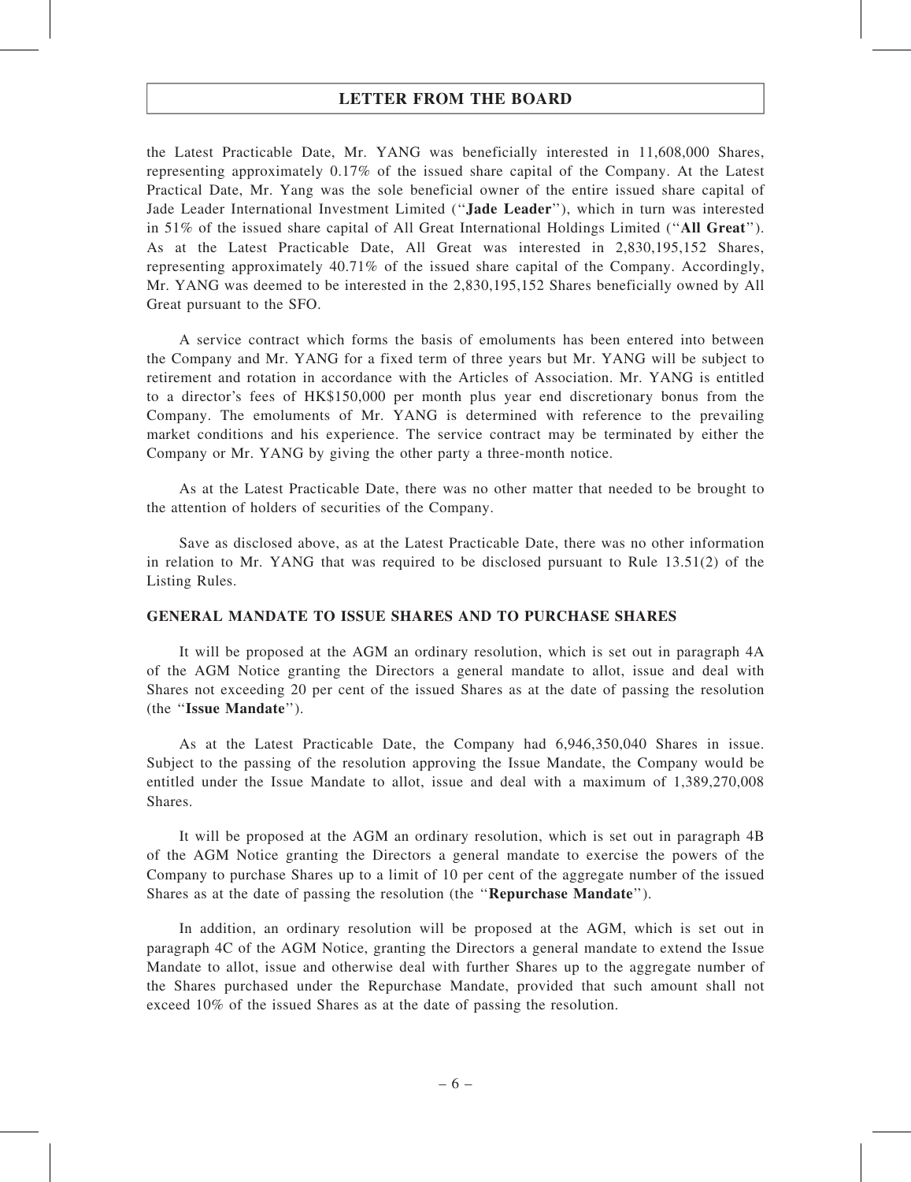the Latest Practicable Date, Mr. YANG was beneficially interested in 11,608,000 Shares, representing approximately 0.17% of the issued share capital of the Company. At the Latest Practical Date, Mr. Yang was the sole beneficial owner of the entire issued share capital of Jade Leader International Investment Limited (''**Jade Leader**''), which in turn was interested in 51% of the issued share capital of All Great International Holdings Limited (''**All Great**''). As at the Latest Practicable Date, All Great was interested in 2,830,195,152 Shares, representing approximately 40.71% of the issued share capital of the Company. Accordingly, Mr. YANG was deemed to be interested in the 2,830,195,152 Shares beneficially owned by All Great pursuant to the SFO.

A service contract which forms the basis of emoluments has been entered into between the Company and Mr. YANG for a fixed term of three years but Mr. YANG will be subject to retirement and rotation in accordance with the Articles of Association. Mr. YANG is entitled to a director's fees of HK$150,000 per month plus year end discretionary bonus from the Company. The emoluments of Mr. YANG is determined with reference to the prevailing market conditions and his experience. The service contract may be terminated by either the Company or Mr. YANG by giving the other party a three-month notice.

As at the Latest Practicable Date, there was no other matter that needed to be brought to the attention of holders of securities of the Company.

Save as disclosed above, as at the Latest Practicable Date, there was no other information in relation to Mr. YANG that was required to be disclosed pursuant to Rule 13.51(2) of the Listing Rules.

**GENERAL MANDATE TO ISSUE SHARES AND TO PURCHASE SHARES**

It will be proposed at the AGM an ordinary resolution, which is set out in paragraph 4A of the AGM Notice granting the Directors a general mandate to allot, issue and deal with Shares not exceeding 20 per cent of the issued Shares as at the date of passing the resolution (the ''**Issue Mandate**'').

As at the Latest Practicable Date, the Company had 6,946,350,040 Shares in issue. Subject to the passing of the resolution approving the Issue Mandate, the Company would be entitled under the Issue Mandate to allot, issue and deal with a maximum of 1,389,270,008 Shares.

It will be proposed at the AGM an ordinary resolution, which is set out in paragraph 4B of the AGM Notice granting the Directors a general mandate to exercise the powers of the Company to purchase Shares up to a limit of 10 per cent of the aggregate number of the issued Shares as at the date of passing the resolution (the ''**Repurchase Mandate**'').

In addition, an ordinary resolution will be proposed at the AGM, which is set out in paragraph 4C of the AGM Notice, granting the Directors a general mandate to extend the Issue Mandate to allot, issue and otherwise deal with further Shares up to the aggregate number of the Shares purchased under the Repurchase Mandate, provided that such amount shall not exceed 10% of the issued Shares as at the date of passing the resolution.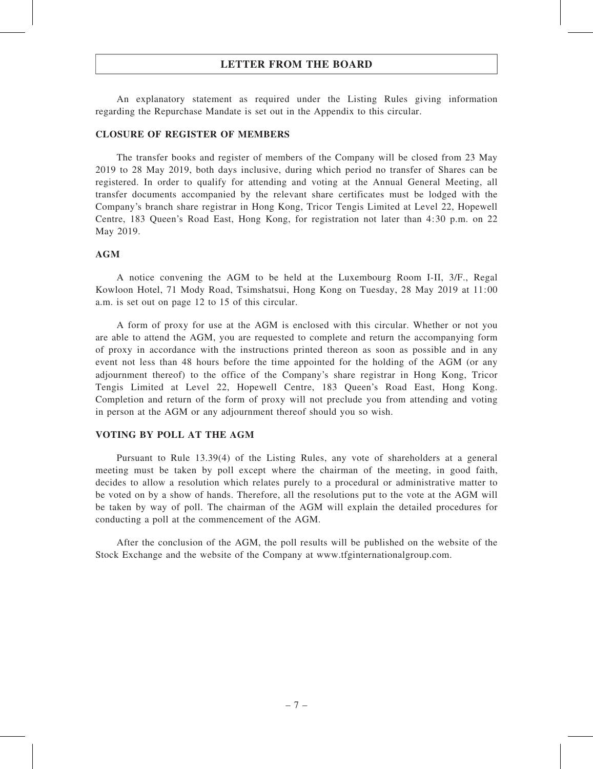## LETTER FROM THE BOARD

An explanatory statement as required under the Listing Rules giving information regarding the Repurchase Mandate is set out in the Appendix to this circular.

### CLOSURE OF REGISTER OF MEMBERS

The transfer books and register of members of the Company will be closed from 23 May 2019 to 28 May 2019, both days inclusive, during which period no transfer of Shares can be registered. In order to qualify for attending and voting at the Annual General Meeting, all transfer documents accompanied by the relevant share certificates must be lodged with the Company's branch share registrar in Hong Kong, Tricor Tengis Limited at Level 22, Hopewell Centre, 183 Queen's Road East, Hong Kong, for registration not later than 4:30 p.m. on 22 May 2019.

### AGM

A notice convening the AGM to be held at the Luxembourg Room I-II, 3/F., Regal Kowloon Hotel, 71 Mody Road, Tsimshatsui, Hong Kong on Tuesday, 28 May 2019 at 11:00 a.m. is set out on page 12 to 15 of this circular.

A form of proxy for use at the AGM is enclosed with this circular. Whether or not you are able to attend the AGM, you are requested to complete and return the accompanying form of proxy in accordance with the instructions printed thereon as soon as possible and in any event not less than 48 hours before the time appointed for the holding of the AGM (or any adjournment thereof) to the office of the Company's share registrar in Hong Kong, Tricor Tengis Limited at Level 22, Hopewell Centre, 183 Queen's Road East, Hong Kong. Completion and return of the form of proxy will not preclude you from attending and voting in person at the AGM or any adjournment thereof should you so wish.

### VOTING BY POLL AT THE AGM

Pursuant to Rule 13.39(4) of the Listing Rules, any vote of shareholders at a general meeting must be taken by poll except where the chairman of the meeting, in good faith, decides to allow a resolution which relates purely to a procedural or administrative matter to be voted on by a show of hands. Therefore, all the resolutions put to the vote at the AGM will be taken by way of poll. The chairman of the AGM will explain the detailed procedures for conducting a poll at the commencement of the AGM.

After the conclusion of the AGM, the poll results will be published on the website of the Stock Exchange and the website of the Company at www.tfginternationalgroup.com.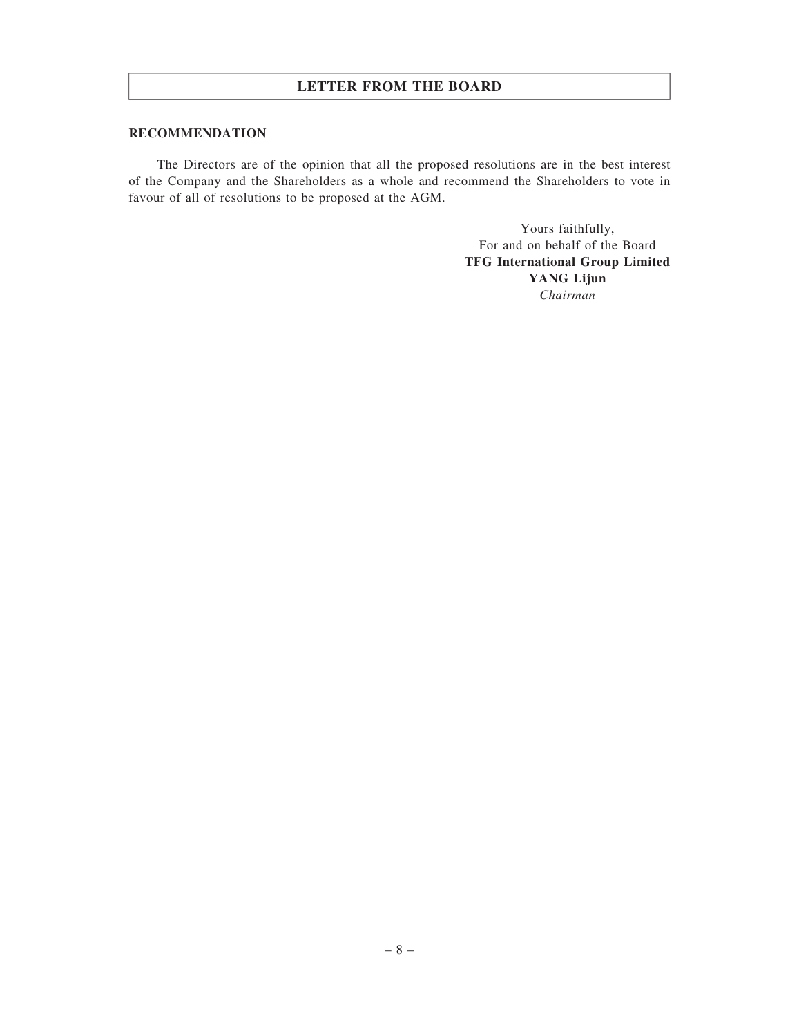## RECOMMENDATION

The Directors are of the opinion that all the proposed resolutions are in the best interest of the Company and the Shareholders as a whole and recommend the Shareholders to vote in favour of all of resolutions to be proposed at the AGM.

Yours faithfully,
For and on behalf of the Board
**TFG International Group Limited**
**YANG Lijun**
*Chairman*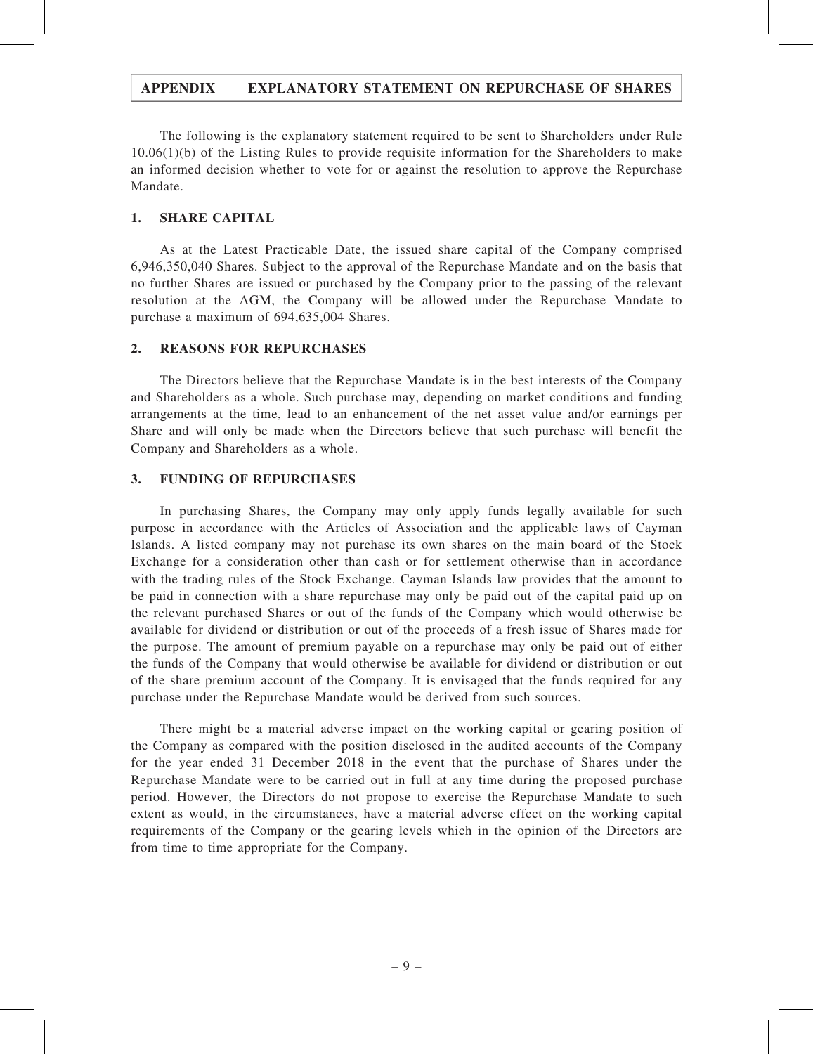# APPENDIX EXPLANATORY STATEMENT ON REPURCHASE OF SHARES

The following is the explanatory statement required to be sent to Shareholders under Rule 10.06(1)(b) of the Listing Rules to provide requisite information for the Shareholders to make an informed decision whether to vote for or against the resolution to approve the Repurchase Mandate.

## 1. SHARE CAPITAL

As at the Latest Practicable Date, the issued share capital of the Company comprised 6,946,350,040 Shares. Subject to the approval of the Repurchase Mandate and on the basis that no further Shares are issued or purchased by the Company prior to the passing of the relevant resolution at the AGM, the Company will be allowed under the Repurchase Mandate to purchase a maximum of 694,635,004 Shares.

## 2. REASONS FOR REPURCHASES

The Directors believe that the Repurchase Mandate is in the best interests of the Company and Shareholders as a whole. Such purchase may, depending on market conditions and funding arrangements at the time, lead to an enhancement of the net asset value and/or earnings per Share and will only be made when the Directors believe that such purchase will benefit the Company and Shareholders as a whole.

## 3. FUNDING OF REPURCHASES

In purchasing Shares, the Company may only apply funds legally available for such purpose in accordance with the Articles of Association and the applicable laws of Cayman Islands. A listed company may not purchase its own shares on the main board of the Stock Exchange for a consideration other than cash or for settlement otherwise than in accordance with the trading rules of the Stock Exchange. Cayman Islands law provides that the amount to be paid in connection with a share repurchase may only be paid out of the capital paid up on the relevant purchased Shares or out of the funds of the Company which would otherwise be available for dividend or distribution or out of the proceeds of a fresh issue of Shares made for the purpose. The amount of premium payable on a repurchase may only be paid out of either the funds of the Company that would otherwise be available for dividend or distribution or out of the share premium account of the Company. It is envisaged that the funds required for any purchase under the Repurchase Mandate would be derived from such sources.

There might be a material adverse impact on the working capital or gearing position of the Company as compared with the position disclosed in the audited accounts of the Company for the year ended 31 December 2018 in the event that the purchase of Shares under the Repurchase Mandate were to be carried out in full at any time during the proposed purchase period. However, the Directors do not propose to exercise the Repurchase Mandate to such extent as would, in the circumstances, have a material adverse effect on the working capital requirements of the Company or the gearing levels which in the opinion of the Directors are from time to time appropriate for the Company.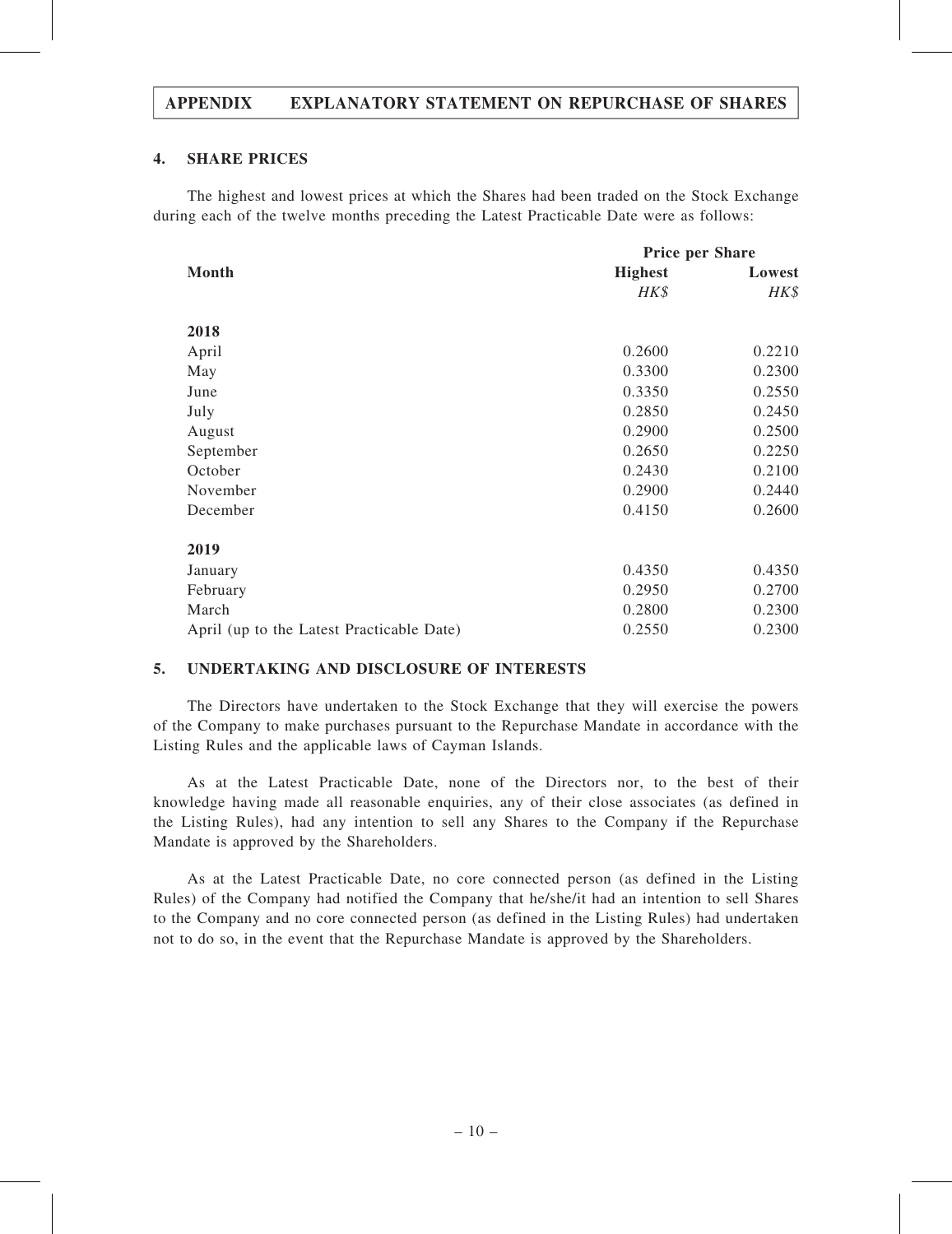## 4. SHARE PRICES

The highest and lowest prices at which the Shares had been traded on the Stock Exchange during each of the twelve months preceding the Latest Practicable Date were as follows:

| Month | Price per Share | |
|---|---|---|
| | **Highest** | **Lowest** |
| | *HK$* | *HK$* |
| **2018** | | |
| April | 0.2600 | 0.2210 |
| May | 0.3300 | 0.2300 |
| June | 0.3350 | 0.2550 |
| July | 0.2850 | 0.2450 |
| August | 0.2900 | 0.2500 |
| September | 0.2650 | 0.2250 |
| October | 0.2430 | 0.2100 |
| November | 0.2900 | 0.2440 |
| December | 0.4150 | 0.2600 |
| **2019** | | |
| January | 0.4350 | 0.4350 |
| February | 0.2950 | 0.2700 |
| March | 0.2800 | 0.2300 |
| April (up to the Latest Practicable Date) | 0.2550 | 0.2300 |

## 5. UNDERTAKING AND DISCLOSURE OF INTERESTS

The Directors have undertaken to the Stock Exchange that they will exercise the powers of the Company to make purchases pursuant to the Repurchase Mandate in accordance with the Listing Rules and the applicable laws of Cayman Islands.

As at the Latest Practicable Date, none of the Directors nor, to the best of their knowledge having made all reasonable enquiries, any of their close associates (as defined in the Listing Rules), had any intention to sell any Shares to the Company if the Repurchase Mandate is approved by the Shareholders.

As at the Latest Practicable Date, no core connected person (as defined in the Listing Rules) of the Company had notified the Company that he/she/it had an intention to sell Shares to the Company and no core connected person (as defined in the Listing Rules) had undertaken not to do so, in the event that the Repurchase Mandate is approved by the Shareholders.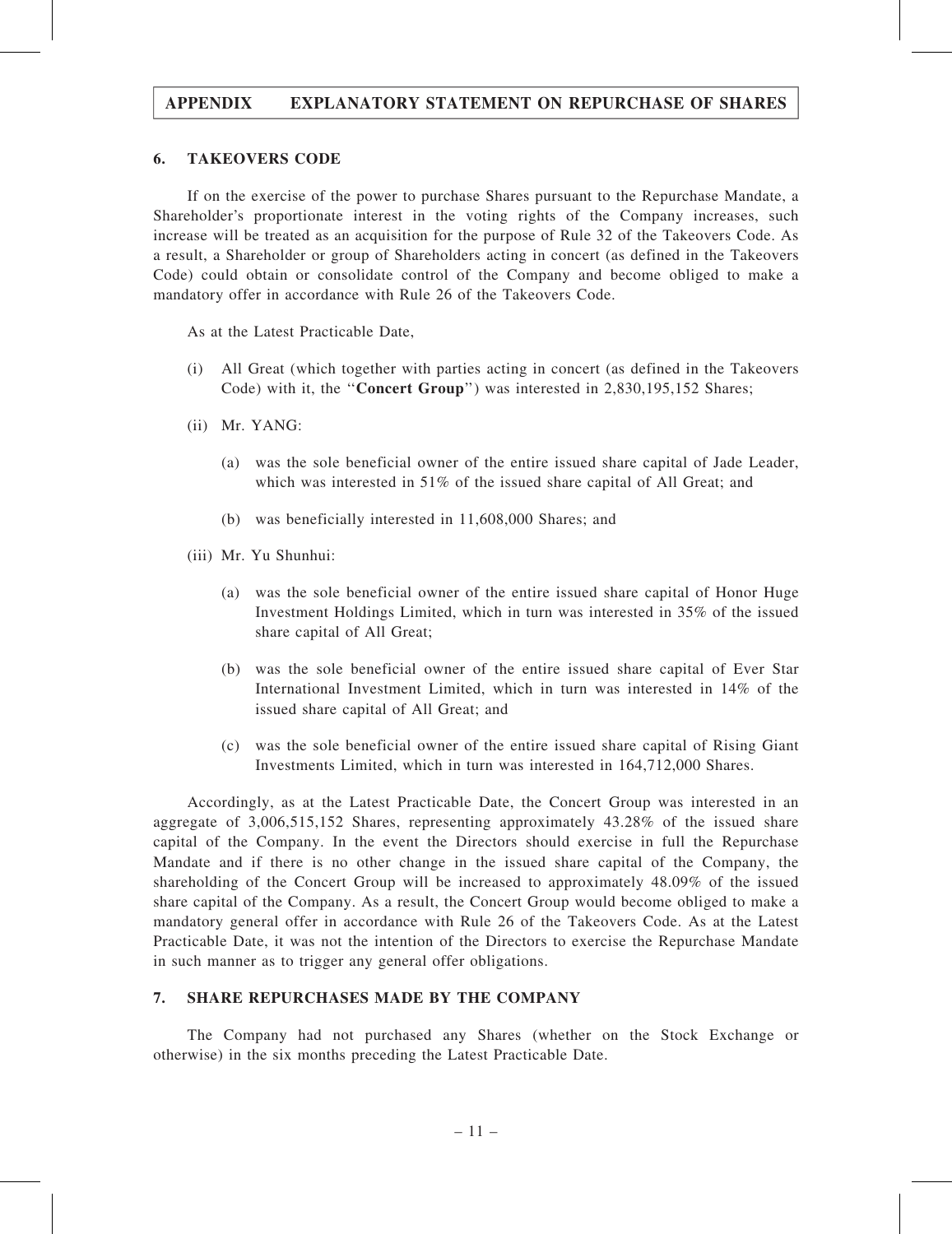## 6. TAKEOVERS CODE

If on the exercise of the power to purchase Shares pursuant to the Repurchase Mandate, a Shareholder's proportionate interest in the voting rights of the Company increases, such increase will be treated as an acquisition for the purpose of Rule 32 of the Takeovers Code. As a result, a Shareholder or group of Shareholders acting in concert (as defined in the Takeovers Code) could obtain or consolidate control of the Company and become obliged to make a mandatory offer in accordance with Rule 26 of the Takeovers Code.

As at the Latest Practicable Date,

(i) All Great (which together with parties acting in concert (as defined in the Takeovers Code) with it, the ''**Concert Group**'') was interested in 2,830,195,152 Shares;

(ii) Mr. YANG:

  (a) was the sole beneficial owner of the entire issued share capital of Jade Leader, which was interested in 51% of the issued share capital of All Great; and

  (b) was beneficially interested in 11,608,000 Shares; and

(iii) Mr. Yu Shunhui:

  (a) was the sole beneficial owner of the entire issued share capital of Honor Huge Investment Holdings Limited, which in turn was interested in 35% of the issued share capital of All Great;

  (b) was the sole beneficial owner of the entire issued share capital of Ever Star International Investment Limited, which in turn was interested in 14% of the issued share capital of All Great; and

  (c) was the sole beneficial owner of the entire issued share capital of Rising Giant Investments Limited, which in turn was interested in 164,712,000 Shares.

Accordingly, as at the Latest Practicable Date, the Concert Group was interested in an aggregate of 3,006,515,152 Shares, representing approximately 43.28% of the issued share capital of the Company. In the event the Directors should exercise in full the Repurchase Mandate and if there is no other change in the issued share capital of the Company, the shareholding of the Concert Group will be increased to approximately 48.09% of the issued share capital of the Company. As a result, the Concert Group would become obliged to make a mandatory general offer in accordance with Rule 26 of the Takeovers Code. As at the Latest Practicable Date, it was not the intention of the Directors to exercise the Repurchase Mandate in such manner as to trigger any general offer obligations.

## 7. SHARE REPURCHASES MADE BY THE COMPANY

The Company had not purchased any Shares (whether on the Stock Exchange or otherwise) in the six months preceding the Latest Practicable Date.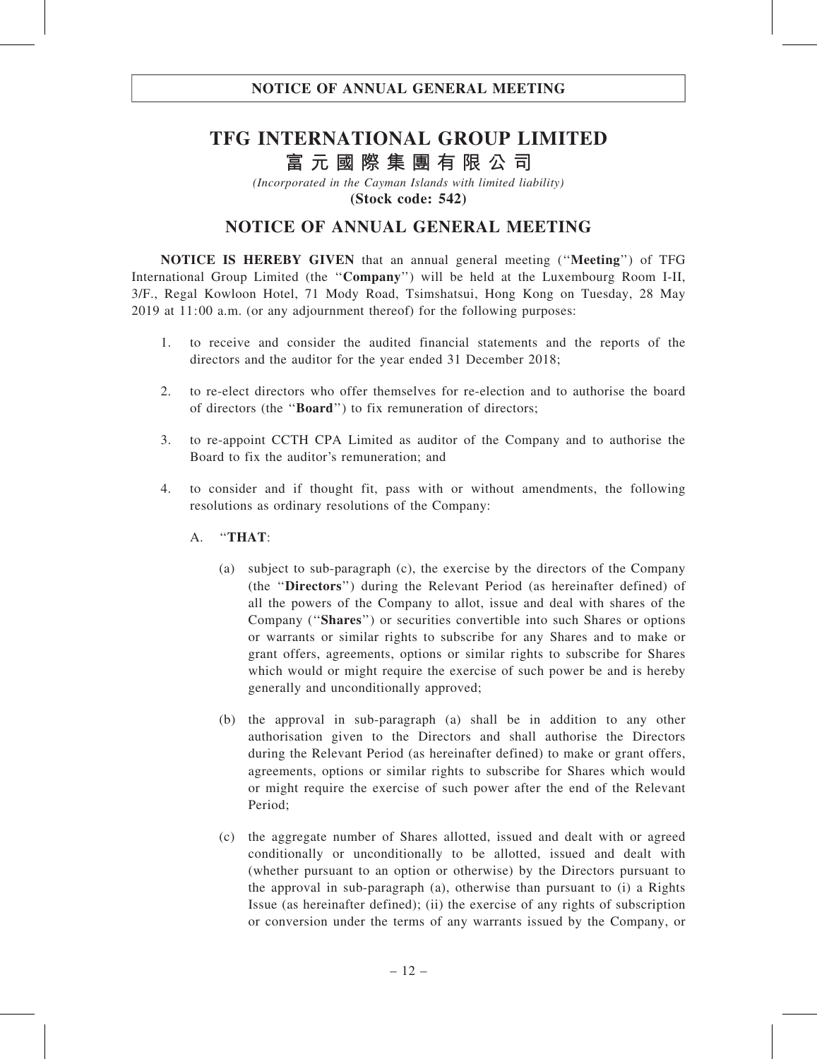# NOTICE OF ANNUAL GENERAL MEETING

# TFG INTERNATIONAL GROUP LIMITED

## 富元國際集團有限公司

*(Incorporated in the Cayman Islands with limited liability)*

**(Stock code: 542)**

## NOTICE OF ANNUAL GENERAL MEETING

**NOTICE IS HEREBY GIVEN** that an annual general meeting (''**Meeting**'') of TFG International Group Limited (the ''**Company**'') will be held at the Luxembourg Room I-II, 3/F., Regal Kowloon Hotel, 71 Mody Road, Tsimshatsui, Hong Kong on Tuesday, 28 May 2019 at 11:00 a.m. (or any adjournment thereof) for the following purposes:

1. to receive and consider the audited financial statements and the reports of the directors and the auditor for the year ended 31 December 2018;

2. to re-elect directors who offer themselves for re-election and to authorise the board of directors (the ''**Board**'') to fix remuneration of directors;

3. to re-appoint CCTH CPA Limited as auditor of the Company and to authorise the Board to fix the auditor's remuneration; and

4. to consider and if thought fit, pass with or without amendments, the following resolutions as ordinary resolutions of the Company:

   A. ''**THAT**:

   (a) subject to sub-paragraph (c), the exercise by the directors of the Company (the ''**Directors**'') during the Relevant Period (as hereinafter defined) of all the powers of the Company to allot, issue and deal with shares of the Company (''**Shares**'') or securities convertible into such Shares or options or warrants or similar rights to subscribe for any Shares and to make or grant offers, agreements, options or similar rights to subscribe for Shares which would or might require the exercise of such power be and is hereby generally and unconditionally approved;

   (b) the approval in sub-paragraph (a) shall be in addition to any other authorisation given to the Directors and shall authorise the Directors during the Relevant Period (as hereinafter defined) to make or grant offers, agreements, options or similar rights to subscribe for Shares which would or might require the exercise of such power after the end of the Relevant Period;

   (c) the aggregate number of Shares allotted, issued and dealt with or agreed conditionally or unconditionally to be allotted, issued and dealt with (whether pursuant to an option or otherwise) by the Directors pursuant to the approval in sub-paragraph (a), otherwise than pursuant to (i) a Rights Issue (as hereinafter defined); (ii) the exercise of any rights of subscription or conversion under the terms of any warrants issued by the Company, or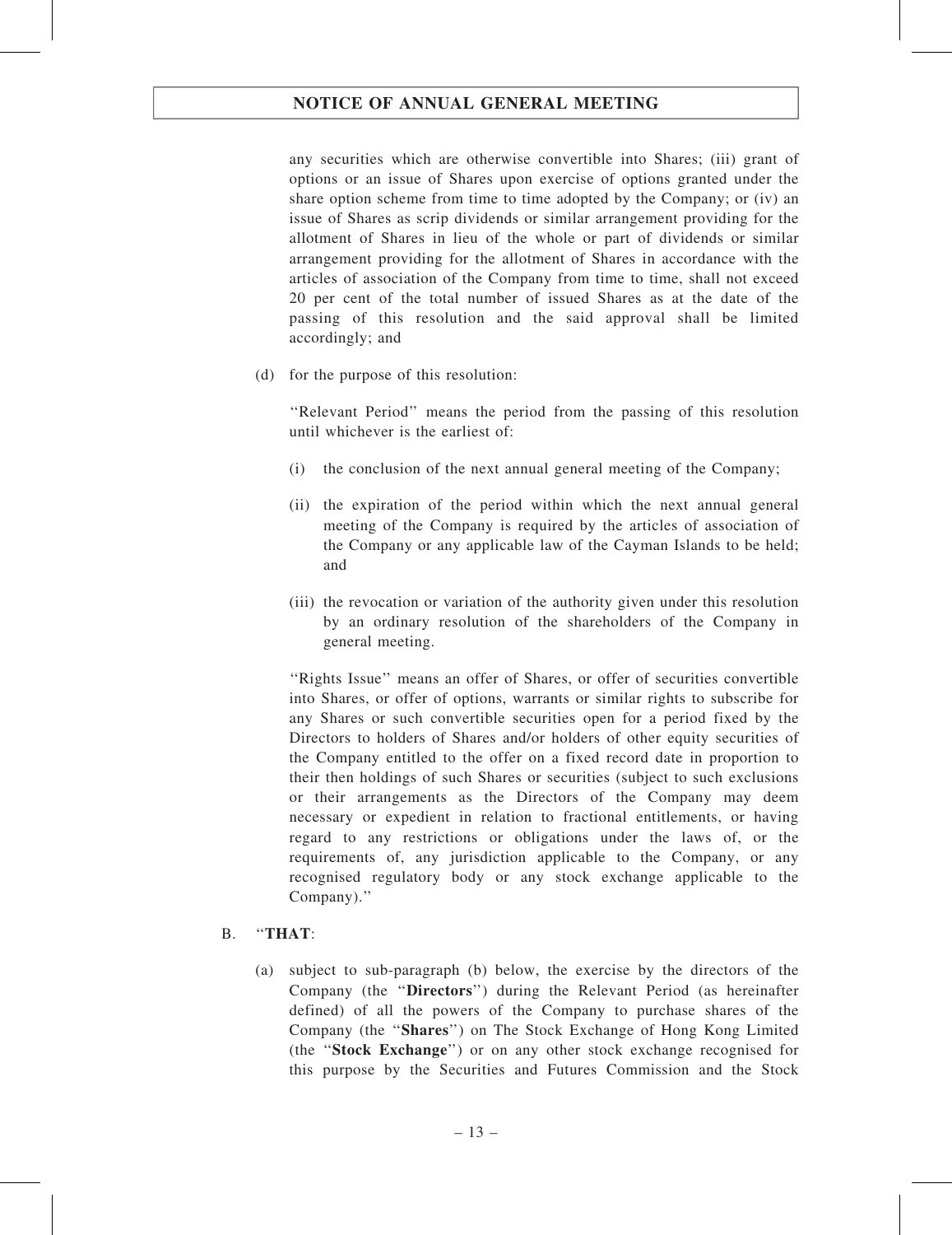any securities which are otherwise convertible into Shares; (iii) grant of options or an issue of Shares upon exercise of options granted under the share option scheme from time to time adopted by the Company; or (iv) an issue of Shares as scrip dividends or similar arrangement providing for the allotment of Shares in lieu of the whole or part of dividends or similar arrangement providing for the allotment of Shares in accordance with the articles of association of the Company from time to time, shall not exceed 20 per cent of the total number of issued Shares as at the date of the passing of this resolution and the said approval shall be limited accordingly; and

(d) for the purpose of this resolution:

''Relevant Period'' means the period from the passing of this resolution until whichever is the earliest of:

(i) the conclusion of the next annual general meeting of the Company;

(ii) the expiration of the period within which the next annual general meeting of the Company is required by the articles of association of the Company or any applicable law of the Cayman Islands to be held; and

(iii) the revocation or variation of the authority given under this resolution by an ordinary resolution of the shareholders of the Company in general meeting.

''Rights Issue'' means an offer of Shares, or offer of securities convertible into Shares, or offer of options, warrants or similar rights to subscribe for any Shares or such convertible securities open for a period fixed by the Directors to holders of Shares and/or holders of other equity securities of the Company entitled to the offer on a fixed record date in proportion to their then holdings of such Shares or securities (subject to such exclusions or their arrangements as the Directors of the Company may deem necessary or expedient in relation to fractional entitlements, or having regard to any restrictions or obligations under the laws of, or the requirements of, any jurisdiction applicable to the Company, or any recognised regulatory body or any stock exchange applicable to the Company).''

B. ''**THAT**:

(a) subject to sub-paragraph (b) below, the exercise by the directors of the Company (the ''**Directors**'') during the Relevant Period (as hereinafter defined) of all the powers of the Company to purchase shares of the Company (the ''**Shares**'') on The Stock Exchange of Hong Kong Limited (the ''**Stock Exchange**'') or on any other stock exchange recognised for this purpose by the Securities and Futures Commission and the Stock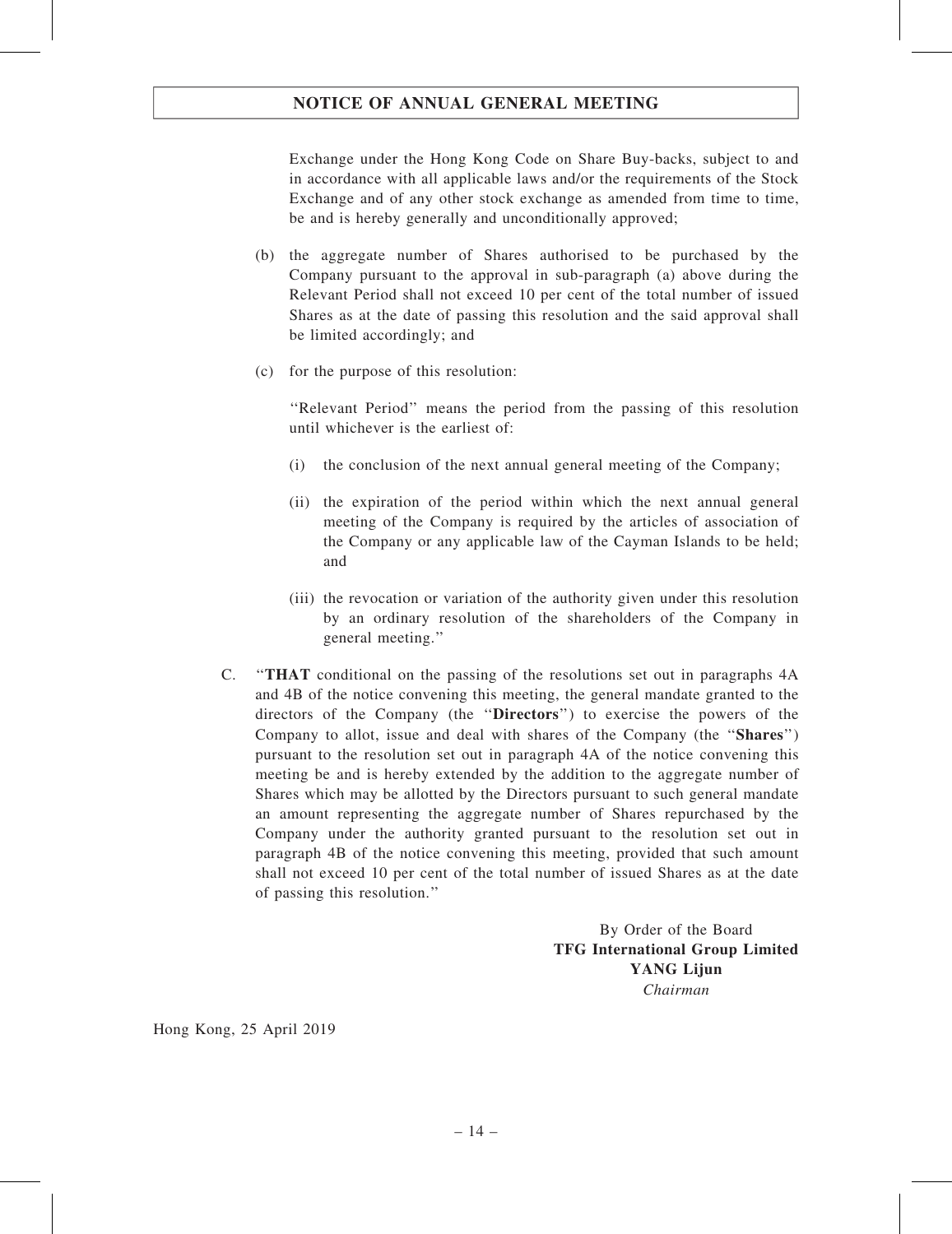Exchange under the Hong Kong Code on Share Buy-backs, subject to and in accordance with all applicable laws and/or the requirements of the Stock Exchange and of any other stock exchange as amended from time to time, be and is hereby generally and unconditionally approved;

(b) the aggregate number of Shares authorised to be purchased by the Company pursuant to the approval in sub-paragraph (a) above during the Relevant Period shall not exceed 10 per cent of the total number of issued Shares as at the date of passing this resolution and the said approval shall be limited accordingly; and

(c) for the purpose of this resolution:

''Relevant Period'' means the period from the passing of this resolution until whichever is the earliest of:

(i) the conclusion of the next annual general meeting of the Company;

(ii) the expiration of the period within which the next annual general meeting of the Company is required by the articles of association of the Company or any applicable law of the Cayman Islands to be held; and

(iii) the revocation or variation of the authority given under this resolution by an ordinary resolution of the shareholders of the Company in general meeting.''

C. ''**THAT** conditional on the passing of the resolutions set out in paragraphs 4A and 4B of the notice convening this meeting, the general mandate granted to the directors of the Company (the ''**Directors**'') to exercise the powers of the Company to allot, issue and deal with shares of the Company (the ''**Shares**'') pursuant to the resolution set out in paragraph 4A of the notice convening this meeting be and is hereby extended by the addition to the aggregate number of Shares which may be allotted by the Directors pursuant to such general mandate an amount representing the aggregate number of Shares repurchased by the Company under the authority granted pursuant to the resolution set out in paragraph 4B of the notice convening this meeting, provided that such amount shall not exceed 10 per cent of the total number of issued Shares as at the date of passing this resolution.''

By Order of the Board
**TFG International Group Limited**
**YANG Lijun**
*Chairman*

Hong Kong, 25 April 2019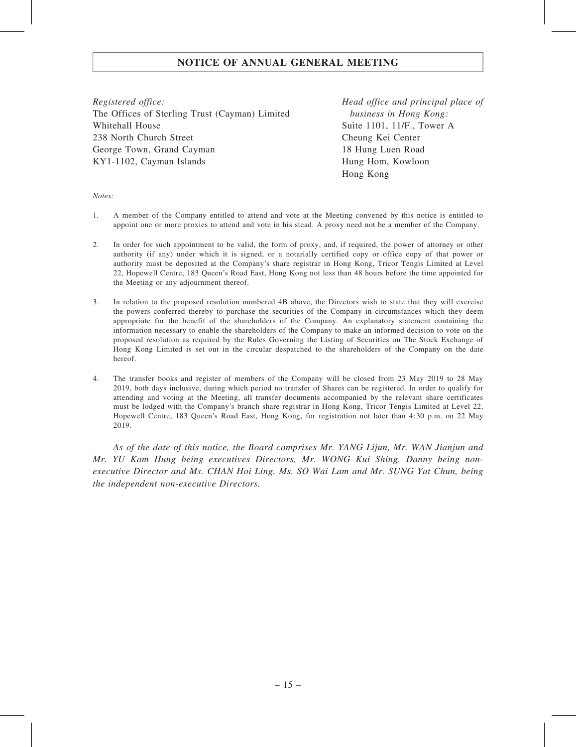# NOTICE OF ANNUAL GENERAL MEETING

*Registered office:*
The Offices of Sterling Trust (Cayman) Limited
Whitehall House
238 North Church Street
George Town, Grand Cayman
KY1-1102, Cayman Islands

*Head office and principal place of business in Hong Kong:*
Suite 1101, 11/F., Tower A
Cheung Kei Center
18 Hung Luen Road
Hung Hom, Kowloon
Hong Kong

*Notes:*

1. A member of the Company entitled to attend and vote at the Meeting convened by this notice is entitled to appoint one or more proxies to attend and vote in his stead. A proxy need not be a member of the Company.

2. In order for such appointment to be valid, the form of proxy, and, if required, the power of attorney or other authority (if any) under which it is signed, or a notarially certified copy or office copy of that power or authority must be deposited at the Company's share registrar in Hong Kong, Tricor Tengis Limited at Level 22, Hopewell Centre, 183 Queen's Road East, Hong Kong not less than 48 hours before the time appointed for the Meeting or any adjournment thereof.

3. In relation to the proposed resolution numbered 4B above, the Directors wish to state that they will exercise the powers conferred thereby to purchase the securities of the Company in circumstances which they deem appropriate for the benefit of the shareholders of the Company. An explanatory statement containing the information necessary to enable the shareholders of the Company to make an informed decision to vote on the proposed resolution as required by the Rules Governing the Listing of Securities on The Stock Exchange of Hong Kong Limited is set out in the circular despatched to the shareholders of the Company on the date hereof.

4. The transfer books and register of members of the Company will be closed from 23 May 2019 to 28 May 2019, both days inclusive, during which period no transfer of Shares can be registered. In order to qualify for attending and voting at the Meeting, all transfer documents accompanied by the relevant share certificates must be lodged with the Company's branch share registrar in Hong Kong, Tricor Tengis Limited at Level 22, Hopewell Centre, 183 Queen's Road East, Hong Kong, for registration not later than 4:30 p.m. on 22 May 2019.

*As of the date of this notice, the Board comprises Mr. YANG Lijun, Mr. WAN Jianjun and Mr. YU Kam Hung being executives Directors, Mr. WONG Kui Shing, Danny being non-executive Director and Ms. CHAN Hoi Ling, Ms. SO Wai Lam and Mr. SUNG Yat Chun, being the independent non-executive Directors.*